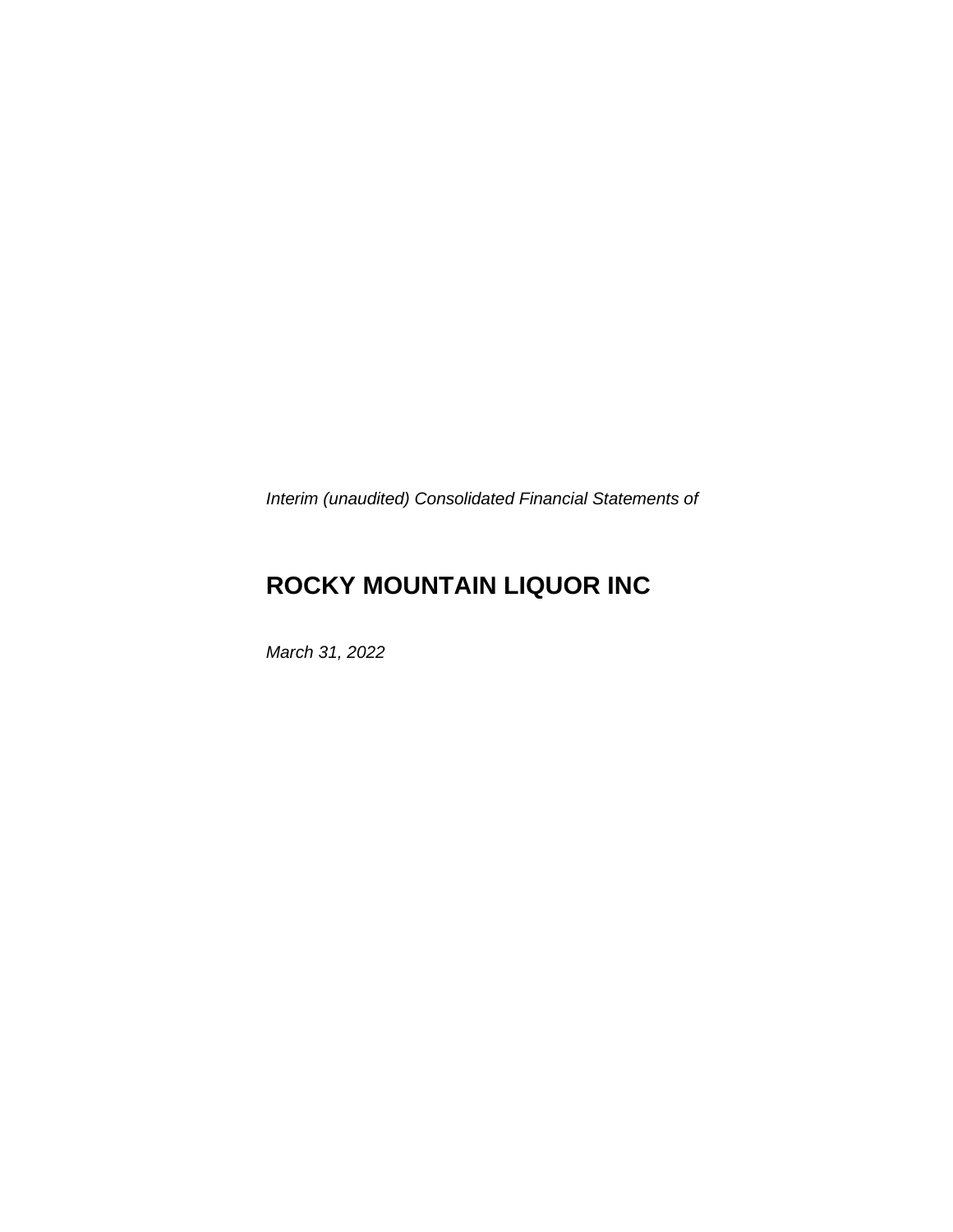*Interim (unaudited) Consolidated Financial Statements of*

# ROCKY MOUNTAIN LIQUOR INC

*March 31, 2022*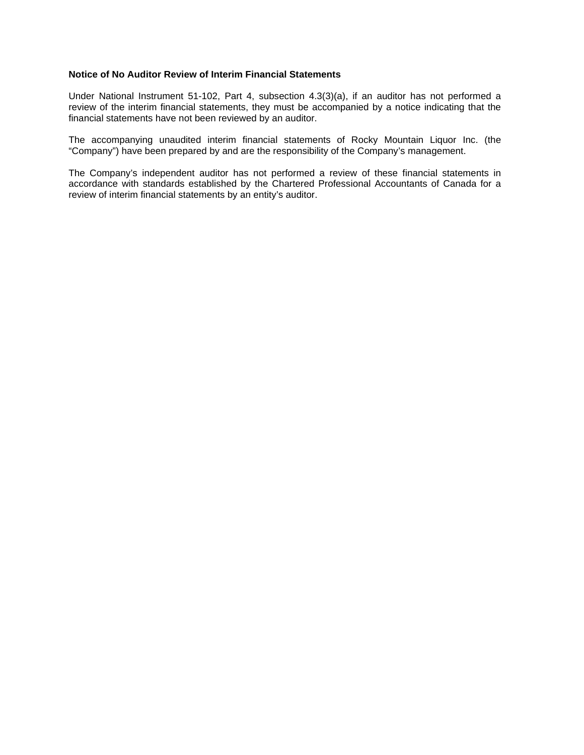**Notice of No Auditor Review of Interim Financial Statements**

Under National Instrument 51-102, Part 4, subsection 4.3(3)(a), if an auditor has not performed a review of the interim financial statements, they must be accompanied by a notice indicating that the financial statements have not been reviewed by an auditor.

The accompanying unaudited interim financial statements of Rocky Mountain Liquor Inc. (the "Company") have been prepared by and are the responsibility of the Company's management.

The Company's independent auditor has not performed a review of these financial statements in accordance with standards established by the Chartered Professional Accountants of Canada for a review of interim financial statements by an entity's auditor.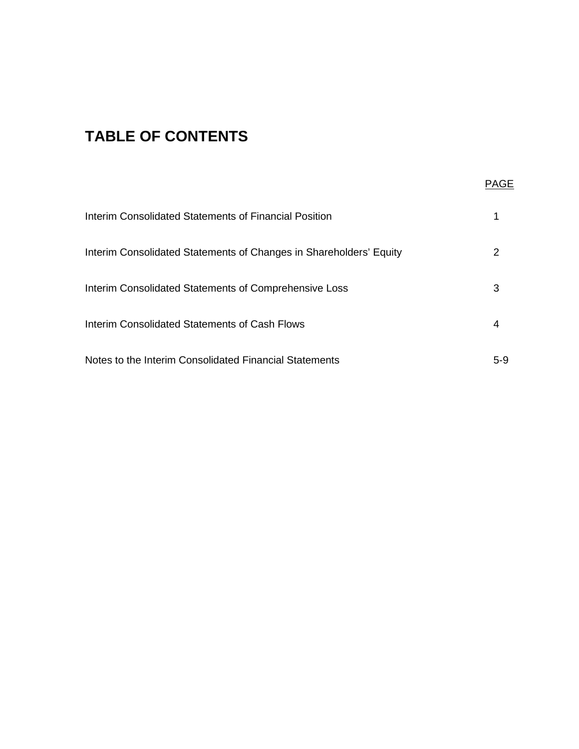# TABLE OF CONTENTS

| | PAGE |
|---|---|
| Interim Consolidated Statements of Financial Position | 1 |
| Interim Consolidated Statements of Changes in Shareholders' Equity | 2 |
| Interim Consolidated Statements of Comprehensive Loss | 3 |
| Interim Consolidated Statements of Cash Flows | 4 |
| Notes to the Interim Consolidated Financial Statements | 5-9 |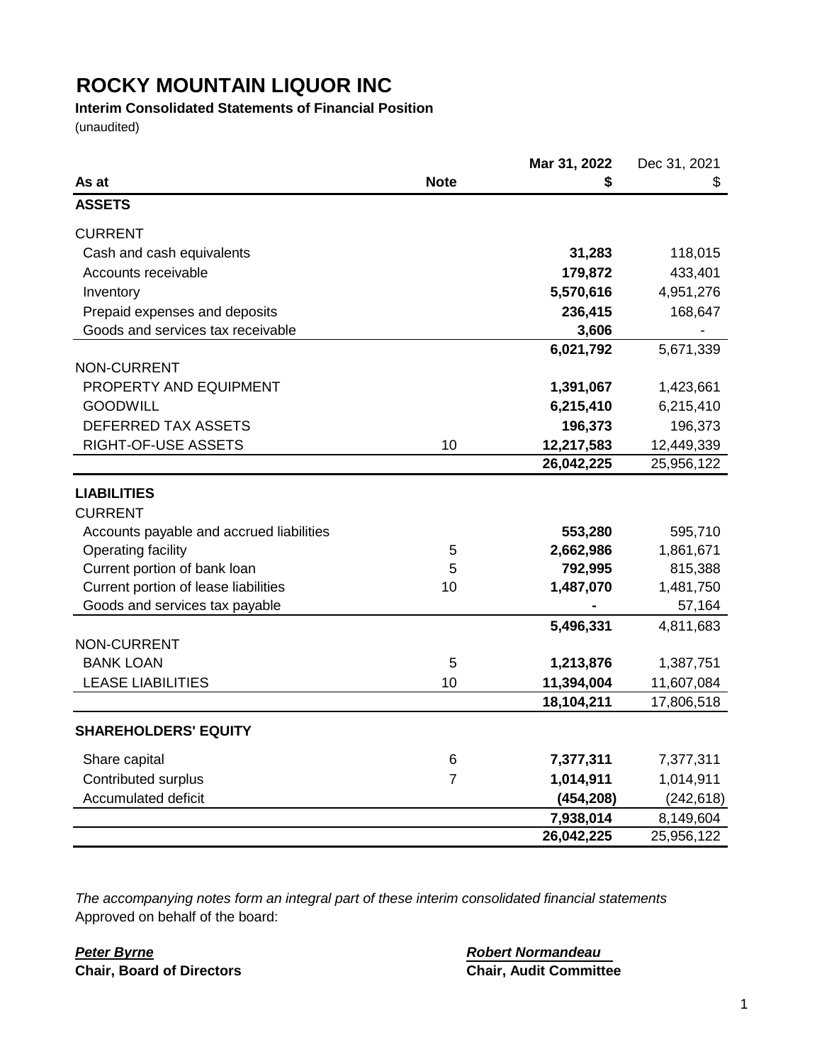# ROCKY MOUNTAIN LIQUOR INC

**Interim Consolidated Statements of Financial Position**
(unaudited)

| As at | Note | Mar 31, 2022 $ | Dec 31, 2021 $ |
|---|---|---|---|
| **ASSETS** | | | |
| CURRENT | | | |
| Cash and cash equivalents | | **31,283** | 118,015 |
| Accounts receivable | | **179,872** | 433,401 |
| Inventory | | **5,570,616** | 4,951,276 |
| Prepaid expenses and deposits | | **236,415** | 168,647 |
| Goods and services tax receivable | | **3,606** | - |
| | | **6,021,792** | 5,671,339 |
| NON-CURRENT | | | |
| PROPERTY AND EQUIPMENT | | **1,391,067** | 1,423,661 |
| GOODWILL | | **6,215,410** | 6,215,410 |
| DEFERRED TAX ASSETS | | **196,373** | 196,373 |
| RIGHT-OF-USE ASSETS | 10 | **12,217,583** | 12,449,339 |
| | | **26,042,225** | 25,956,122 |
| **LIABILITIES** | | | |
| CURRENT | | | |
| Accounts payable and accrued liabilities | | **553,280** | 595,710 |
| Operating facility | 5 | **2,662,986** | 1,861,671 |
| Current portion of bank loan | 5 | **792,995** | 815,388 |
| Current portion of lease liabilities | 10 | **1,487,070** | 1,481,750 |
| Goods and services tax payable | | **-** | 57,164 |
| | | **5,496,331** | 4,811,683 |
| NON-CURRENT | | | |
| BANK LOAN | 5 | **1,213,876** | 1,387,751 |
| LEASE LIABILITIES | 10 | **11,394,004** | 11,607,084 |
| | | **18,104,211** | 17,806,518 |
| **SHAREHOLDERS' EQUITY** | | | |
| Share capital | 6 | **7,377,311** | 7,377,311 |
| Contributed surplus | 7 | **1,014,911** | 1,014,911 |
| Accumulated deficit | | **(454,208)** | (242,618) |
| | | **7,938,014** | 8,149,604 |
| | | **26,042,225** | 25,956,122 |

*The accompanying notes form an integral part of these interim consolidated financial statements*
Approved on behalf of the board:

***Peter Byrne***
**Chair, Board of Directors**

***Robert Normandeau***
**Chair, Audit Committee**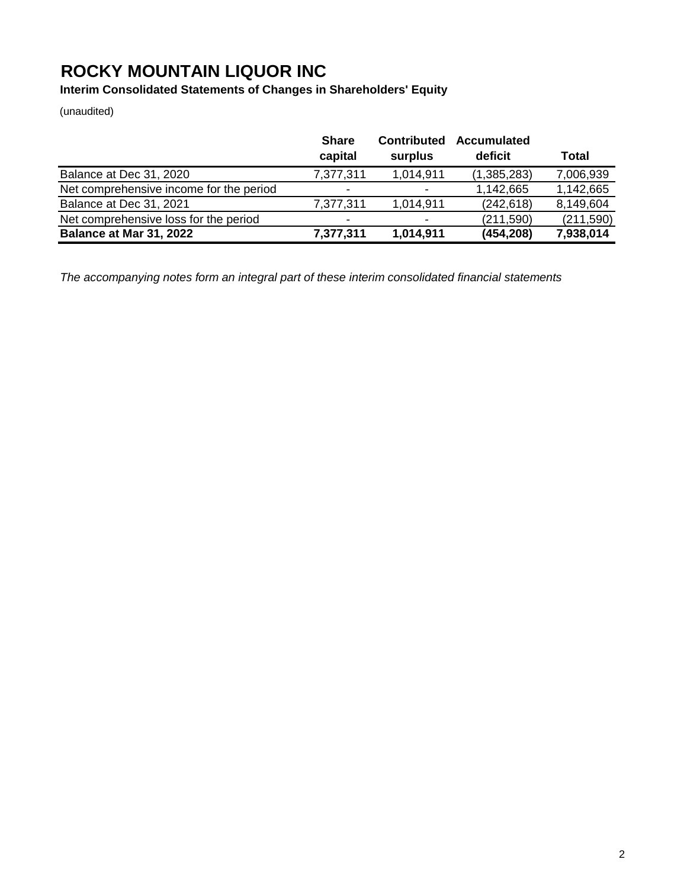# ROCKY MOUNTAIN LIQUOR INC

**Interim Consolidated Statements of Changes in Shareholders' Equity**

(unaudited)

| | Share capital | Contributed surplus | Accumulated deficit | Total |
|---|---|---|---|---|
| Balance at Dec 31, 2020 | 7,377,311 | 1,014,911 | (1,385,283) | 7,006,939 |
| Net comprehensive income for the period | - | - | 1,142,665 | 1,142,665 |
| Balance at Dec 31, 2021 | 7,377,311 | 1,014,911 | (242,618) | 8,149,604 |
| Net comprehensive loss for the period | - | - | (211,590) | (211,590) |
| **Balance at Mar 31, 2022** | **7,377,311** | **1,014,911** | **(454,208)** | **7,938,014** |

*The accompanying notes form an integral part of these interim consolidated financial statements*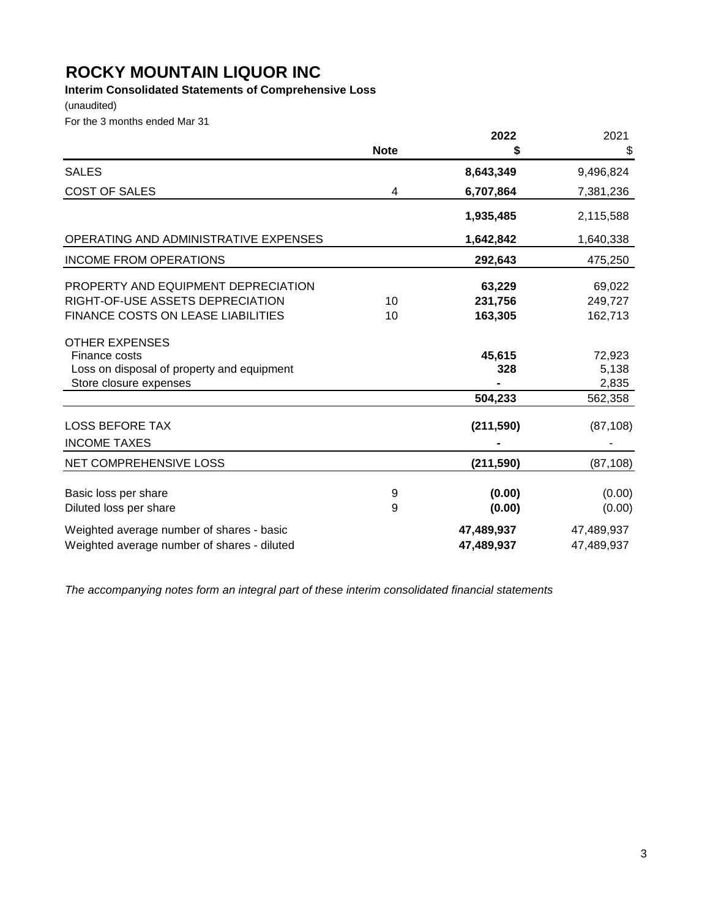# ROCKY MOUNTAIN LIQUOR INC

**Interim Consolidated Statements of Comprehensive Loss**

(unaudited)

For the 3 months ended Mar 31

| | Note | 2022 $ | 2021 $ |
|---|---|---|---|
| SALES | | **8,643,349** | 9,496,824 |
| COST OF SALES | 4 | **6,707,864** | 7,381,236 |
| | | **1,935,485** | 2,115,588 |
| OPERATING AND ADMINISTRATIVE EXPENSES | | **1,642,842** | 1,640,338 |
| INCOME FROM OPERATIONS | | **292,643** | 475,250 |
| PROPERTY AND EQUIPMENT DEPRECIATION | | **63,229** | 69,022 |
| RIGHT-OF-USE ASSETS DEPRECIATION | 10 | **231,756** | 249,727 |
| FINANCE COSTS ON LEASE LIABILITIES | 10 | **163,305** | 162,713 |
| OTHER EXPENSES | | | |
| Finance costs | | **45,615** | 72,923 |
| Loss on disposal of property and equipment | | **328** | 5,138 |
| Store closure expenses | | **-** | 2,835 |
| | | **504,233** | 562,358 |
| LOSS BEFORE TAX | | **(211,590)** | (87,108) |
| INCOME TAXES | | **-** | - |
| NET COMPREHENSIVE LOSS | | **(211,590)** | (87,108) |
| Basic loss per share | 9 | **(0.00)** | (0.00) |
| Diluted loss per share | 9 | **(0.00)** | (0.00) |
| Weighted average number of shares - basic | | **47,489,937** | 47,489,937 |
| Weighted average number of shares - diluted | | **47,489,937** | 47,489,937 |

*The accompanying notes form an integral part of these interim consolidated financial statements*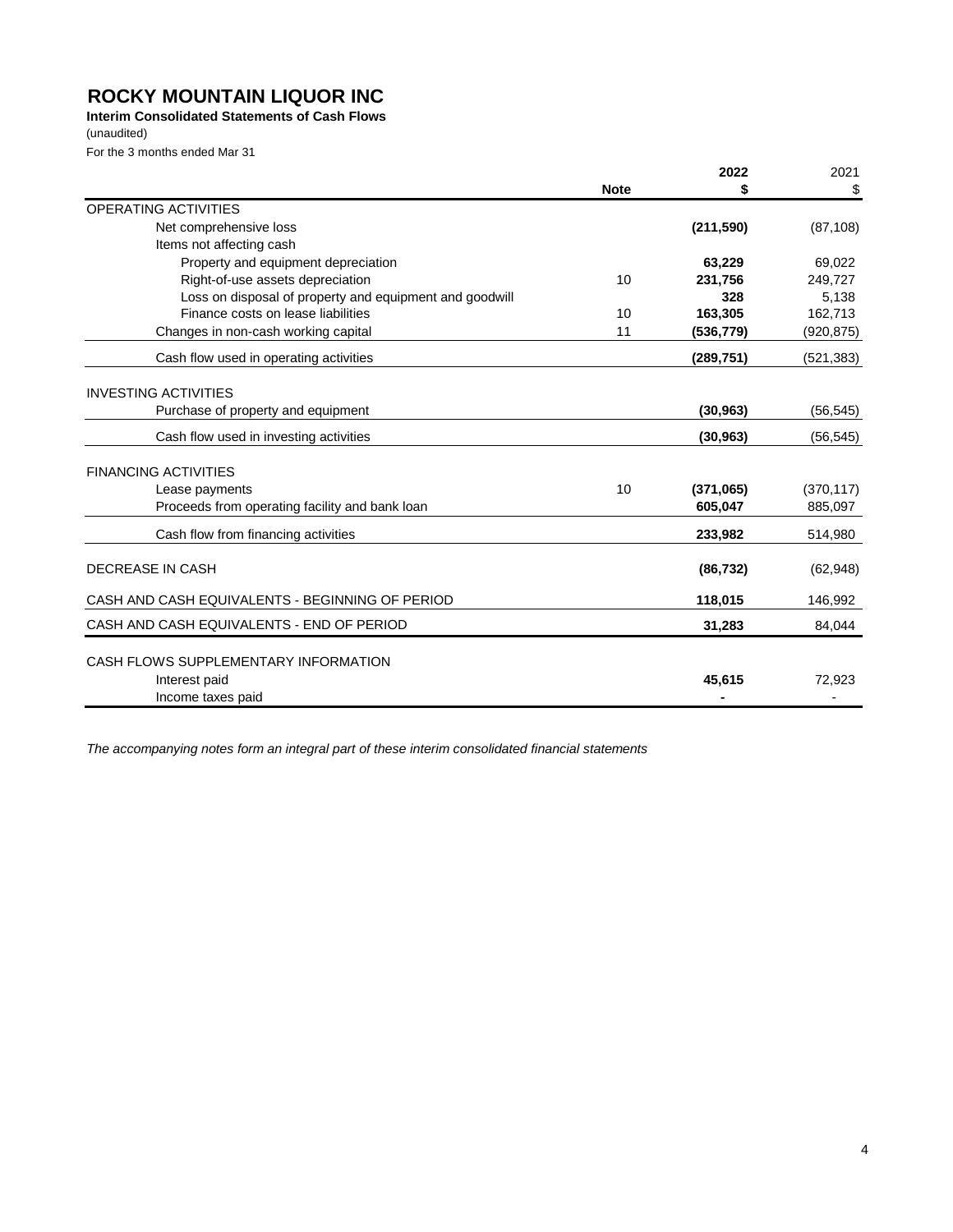# ROCKY MOUNTAIN LIQUOR INC

**Interim Consolidated Statements of Cash Flows**

(unaudited)

For the 3 months ended Mar 31

| | Note | **2022** **$** | 2021 $ |
|---|---|---|---|
| OPERATING ACTIVITIES | | | |
| Net comprehensive loss | | **(211,590)** | (87,108) |
| Items not affecting cash | | | |
| Property and equipment depreciation | | **63,229** | 69,022 |
| Right-of-use assets depreciation | 10 | **231,756** | 249,727 |
| Loss on disposal of property and equipment and goodwill | | **328** | 5,138 |
| Finance costs on lease liabilities | 10 | **163,305** | 162,713 |
| Changes in non-cash working capital | 11 | **(536,779)** | (920,875) |
| Cash flow used in operating activities | | **(289,751)** | (521,383) |
| INVESTING ACTIVITIES | | | |
| Purchase of property and equipment | | **(30,963)** | (56,545) |
| Cash flow used in investing activities | | **(30,963)** | (56,545) |
| FINANCING ACTIVITIES | | | |
| Lease payments | 10 | **(371,065)** | (370,117) |
| Proceeds from operating facility and bank loan | | **605,047** | 885,097 |
| Cash flow from financing activities | | **233,982** | 514,980 |
| DECREASE IN CASH | | **(86,732)** | (62,948) |
| CASH AND CASH EQUIVALENTS - BEGINNING OF PERIOD | | **118,015** | 146,992 |
| CASH AND CASH EQUIVALENTS - END OF PERIOD | | **31,283** | 84,044 |
| CASH FLOWS SUPPLEMENTARY INFORMATION | | | |
| Interest paid | | **45,615** | 72,923 |
| Income taxes paid | | **-** | - |

*The accompanying notes form an integral part of these interim consolidated financial statements*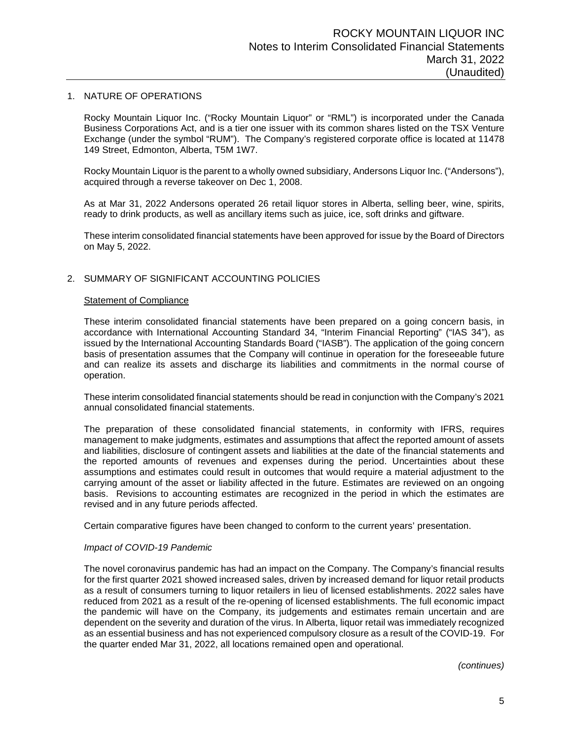## 1. NATURE OF OPERATIONS

Rocky Mountain Liquor Inc. ("Rocky Mountain Liquor" or "RML") is incorporated under the Canada Business Corporations Act, and is a tier one issuer with its common shares listed on the TSX Venture Exchange (under the symbol "RUM"). The Company's registered corporate office is located at 11478 149 Street, Edmonton, Alberta, T5M 1W7.

Rocky Mountain Liquor is the parent to a wholly owned subsidiary, Andersons Liquor Inc. ("Andersons"), acquired through a reverse takeover on Dec 1, 2008.

As at Mar 31, 2022 Andersons operated 26 retail liquor stores in Alberta, selling beer, wine, spirits, ready to drink products, as well as ancillary items such as juice, ice, soft drinks and giftware.

These interim consolidated financial statements have been approved for issue by the Board of Directors on May 5, 2022.

## 2. SUMMARY OF SIGNIFICANT ACCOUNTING POLICIES

### Statement of Compliance

These interim consolidated financial statements have been prepared on a going concern basis, in accordance with International Accounting Standard 34, "Interim Financial Reporting" ("IAS 34"), as issued by the International Accounting Standards Board ("IASB"). The application of the going concern basis of presentation assumes that the Company will continue in operation for the foreseeable future and can realize its assets and discharge its liabilities and commitments in the normal course of operation.

These interim consolidated financial statements should be read in conjunction with the Company's 2021 annual consolidated financial statements.

The preparation of these consolidated financial statements, in conformity with IFRS, requires management to make judgments, estimates and assumptions that affect the reported amount of assets and liabilities, disclosure of contingent assets and liabilities at the date of the financial statements and the reported amounts of revenues and expenses during the period. Uncertainties about these assumptions and estimates could result in outcomes that would require a material adjustment to the carrying amount of the asset or liability affected in the future. Estimates are reviewed on an ongoing basis. Revisions to accounting estimates are recognized in the period in which the estimates are revised and in any future periods affected.

Certain comparative figures have been changed to conform to the current years' presentation.

*Impact of COVID-19 Pandemic*

The novel coronavirus pandemic has had an impact on the Company. The Company's financial results for the first quarter 2021 showed increased sales, driven by increased demand for liquor retail products as a result of consumers turning to liquor retailers in lieu of licensed establishments. 2022 sales have reduced from 2021 as a result of the re-opening of licensed establishments. The full economic impact the pandemic will have on the Company, its judgements and estimates remain uncertain and are dependent on the severity and duration of the virus. In Alberta, liquor retail was immediately recognized as an essential business and has not experienced compulsory closure as a result of the COVID-19. For the quarter ended Mar 31, 2022, all locations remained open and operational.

*(continues)*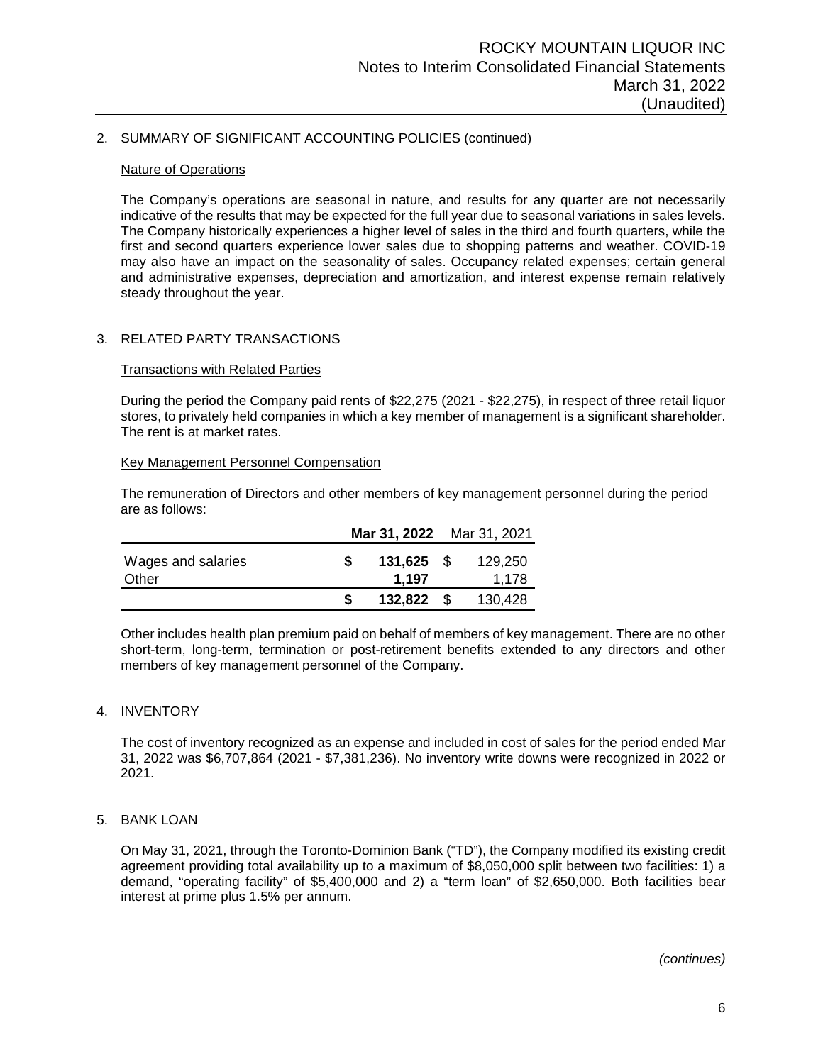## 2. SUMMARY OF SIGNIFICANT ACCOUNTING POLICIES (continued)

### Nature of Operations

The Company's operations are seasonal in nature, and results for any quarter are not necessarily indicative of the results that may be expected for the full year due to seasonal variations in sales levels. The Company historically experiences a higher level of sales in the third and fourth quarters, while the first and second quarters experience lower sales due to shopping patterns and weather. COVID-19 may also have an impact on the seasonality of sales. Occupancy related expenses; certain general and administrative expenses, depreciation and amortization, and interest expense remain relatively steady throughout the year.

## 3. RELATED PARTY TRANSACTIONS

### Transactions with Related Parties

During the period the Company paid rents of $22,275 (2021 - $22,275), in respect of three retail liquor stores, to privately held companies in which a key member of management is a significant shareholder. The rent is at market rates.

### Key Management Personnel Compensation

The remuneration of Directors and other members of key management personnel during the period are as follows:

| | **Mar 31, 2022** | Mar 31, 2021 |
|---|---|---|
| Wages and salaries | **$ 131,625** | $ 129,250 |
| Other | **1,197** | 1,178 |
| | **$ 132,822** | $ 130,428 |

Other includes health plan premium paid on behalf of members of key management. There are no other short-term, long-term, termination or post-retirement benefits extended to any directors and other members of key management personnel of the Company.

## 4. INVENTORY

The cost of inventory recognized as an expense and included in cost of sales for the period ended Mar 31, 2022 was $6,707,864 (2021 - $7,381,236). No inventory write downs were recognized in 2022 or 2021.

## 5. BANK LOAN

On May 31, 2021, through the Toronto-Dominion Bank ("TD"), the Company modified its existing credit agreement providing total availability up to a maximum of $8,050,000 split between two facilities: 1) a demand, "operating facility" of $5,400,000 and 2) a "term loan" of $2,650,000. Both facilities bear interest at prime plus 1.5% per annum.

*(continues)*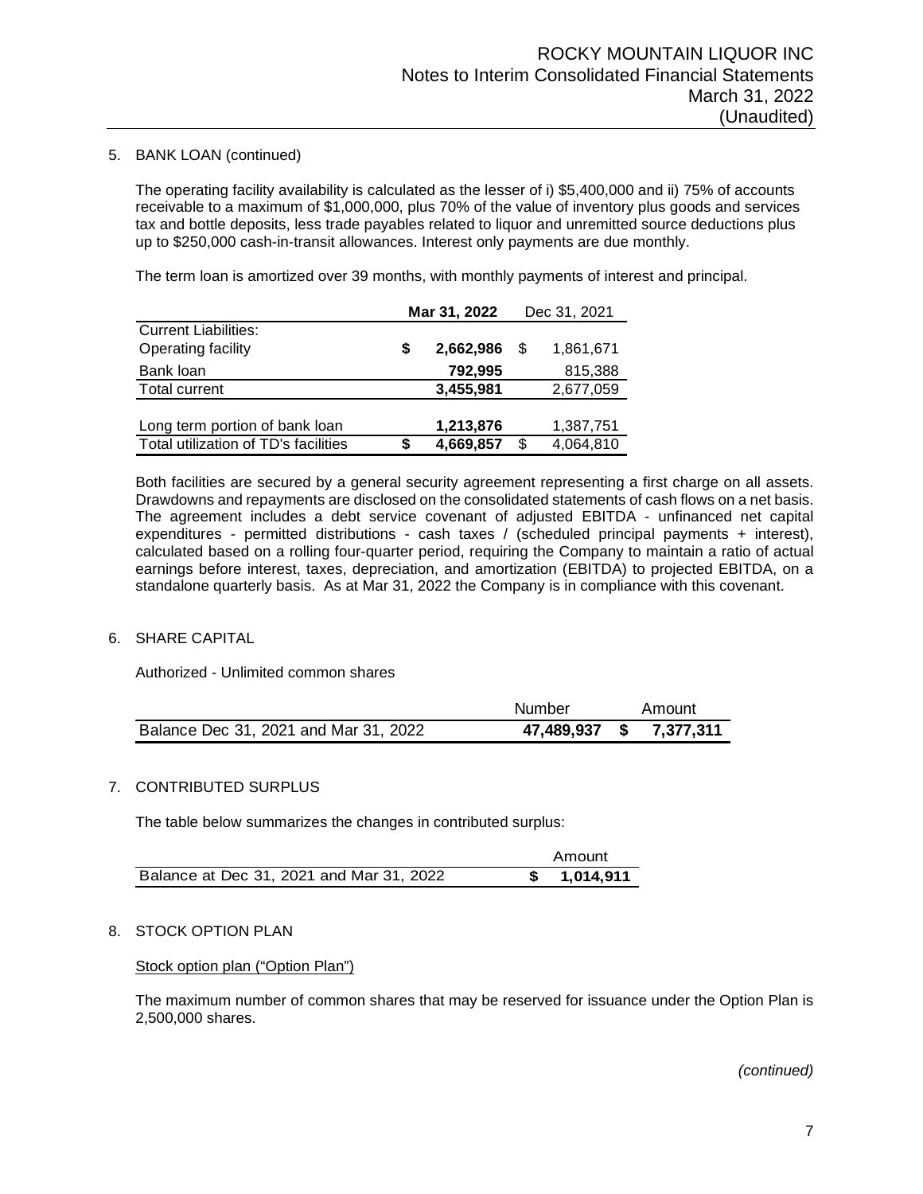5. BANK LOAN (continued)

The operating facility availability is calculated as the lesser of i) $5,400,000 and ii) 75% of accounts receivable to a maximum of $1,000,000, plus 70% of the value of inventory plus goods and services tax and bottle deposits, less trade payables related to liquor and unremitted source deductions plus up to $250,000 cash-in-transit allowances. Interest only payments are due monthly.

The term loan is amortized over 39 months, with monthly payments of interest and principal.

| | **Mar 31, 2022** | Dec 31, 2021 |
|---|---|---|
| Current Liabilities: | | |
| Operating facility | **$ 2,662,986** | $ 1,861,671 |
| Bank loan | **792,995** | 815,388 |
| Total current | **3,455,981** | 2,677,059 |
| Long term portion of bank loan | **1,213,876** | 1,387,751 |
| Total utilization of TD's facilities | **$ 4,669,857** | $ 4,064,810 |

Both facilities are secured by a general security agreement representing a first charge on all assets. Drawdowns and repayments are disclosed on the consolidated statements of cash flows on a net basis. The agreement includes a debt service covenant of adjusted EBITDA - unfinanced net capital expenditures - permitted distributions - cash taxes / (scheduled principal payments + interest), calculated based on a rolling four-quarter period, requiring the Company to maintain a ratio of actual earnings before interest, taxes, depreciation, and amortization (EBITDA) to projected EBITDA, on a standalone quarterly basis. As at Mar 31, 2022 the Company is in compliance with this covenant.

6. SHARE CAPITAL

Authorized - Unlimited common shares

| | Number | Amount |
|---|---|---|
| Balance Dec 31, 2021 and Mar 31, 2022 | **47,489,937** | **$ 7,377,311** |

7. CONTRIBUTED SURPLUS

The table below summarizes the changes in contributed surplus:

| | Amount |
|---|---|
| Balance at Dec 31, 2021 and Mar 31, 2022 | **$ 1,014,911** |

8. STOCK OPTION PLAN

Stock option plan ("Option Plan")

The maximum number of common shares that may be reserved for issuance under the Option Plan is 2,500,000 shares.

*(continued)*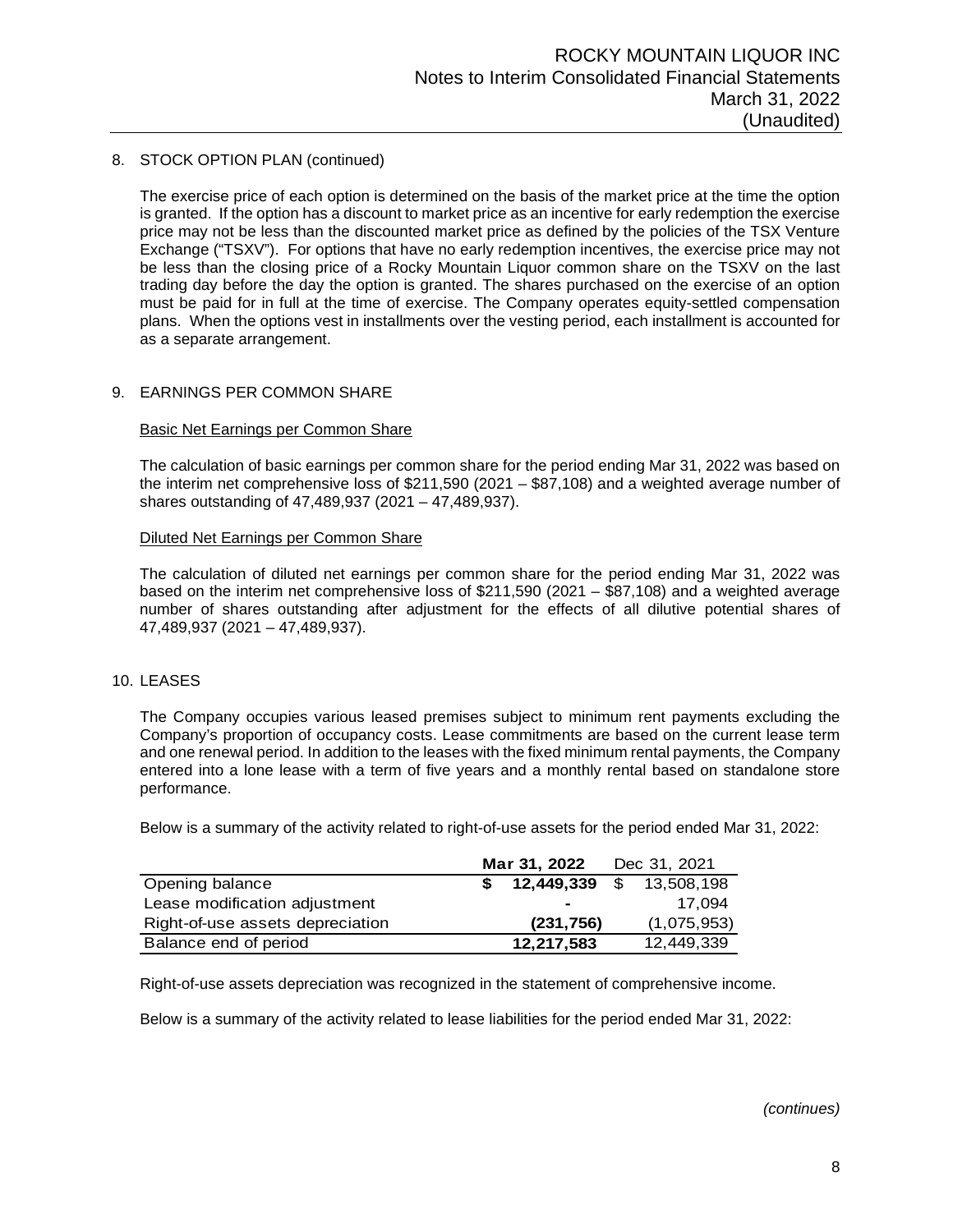## 8. STOCK OPTION PLAN (continued)

The exercise price of each option is determined on the basis of the market price at the time the option is granted. If the option has a discount to market price as an incentive for early redemption the exercise price may not be less than the discounted market price as defined by the policies of the TSX Venture Exchange ("TSXV"). For options that have no early redemption incentives, the exercise price may not be less than the closing price of a Rocky Mountain Liquor common share on the TSXV on the last trading day before the day the option is granted. The shares purchased on the exercise of an option must be paid for in full at the time of exercise. The Company operates equity-settled compensation plans. When the options vest in installments over the vesting period, each installment is accounted for as a separate arrangement.

## 9. EARNINGS PER COMMON SHARE

### Basic Net Earnings per Common Share

The calculation of basic earnings per common share for the period ending Mar 31, 2022 was based on the interim net comprehensive loss of $211,590 (2021 – $87,108) and a weighted average number of shares outstanding of 47,489,937 (2021 – 47,489,937).

### Diluted Net Earnings per Common Share

The calculation of diluted net earnings per common share for the period ending Mar 31, 2022 was based on the interim net comprehensive loss of $211,590 (2021 – $87,108) and a weighted average number of shares outstanding after adjustment for the effects of all dilutive potential shares of 47,489,937 (2021 – 47,489,937).

## 10. LEASES

The Company occupies various leased premises subject to minimum rent payments excluding the Company's proportion of occupancy costs. Lease commitments are based on the current lease term and one renewal period. In addition to the leases with the fixed minimum rental payments, the Company entered into a lone lease with a term of five years and a monthly rental based on standalone store performance.

Below is a summary of the activity related to right-of-use assets for the period ended Mar 31, 2022:

| | **Mar 31, 2022** | Dec 31, 2021 |
|---|---|---|
| Opening balance | **$ 12,449,339** | $ 13,508,198 |
| Lease modification adjustment | **-** | 17,094 |
| Right-of-use assets depreciation | **(231,756)** | (1,075,953) |
| Balance end of period | **12,217,583** | 12,449,339 |

Right-of-use assets depreciation was recognized in the statement of comprehensive income.

Below is a summary of the activity related to lease liabilities for the period ended Mar 31, 2022:

*(continues)*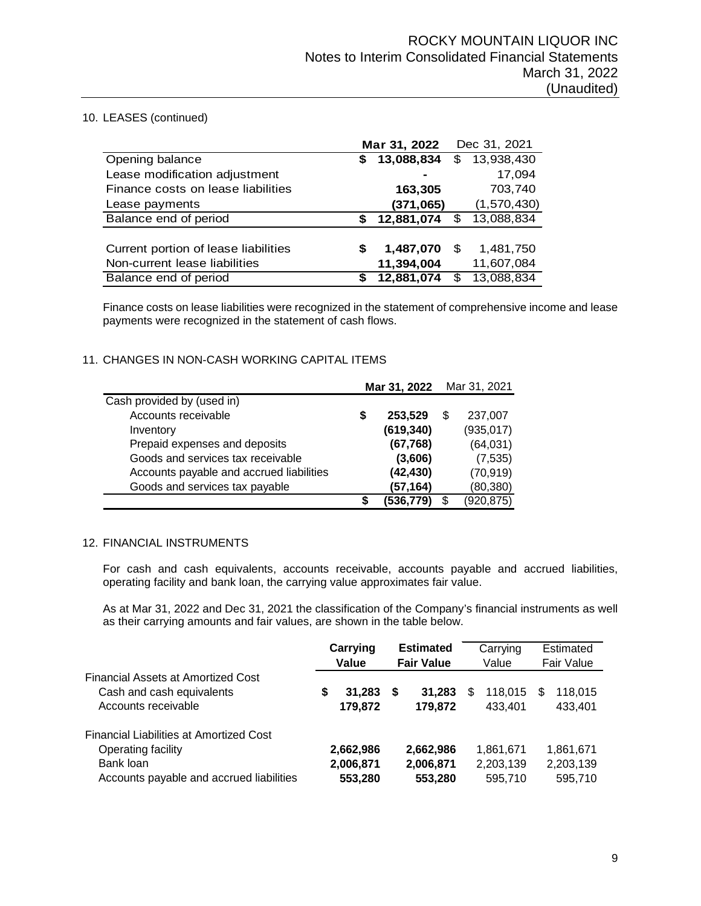## 10. LEASES (continued)

| | Mar 31, 2022 | Dec 31, 2021 |
|---|---|---|
| Opening balance | **$ 13,088,834** | $ 13,938,430 |
| Lease modification adjustment | **-** | 17,094 |
| Finance costs on lease liabilities | **163,305** | 703,740 |
| Lease payments | **(371,065)** | (1,570,430) |
| Balance end of period | **$ 12,881,074** | $ 13,088,834 |
| | | |
| Current portion of lease liabilities | **$ 1,487,070** | $ 1,481,750 |
| Non-current lease liabilities | **11,394,004** | 11,607,084 |
| Balance end of period | **$ 12,881,074** | $ 13,088,834 |

Finance costs on lease liabilities were recognized in the statement of comprehensive income and lease payments were recognized in the statement of cash flows.

## 11. CHANGES IN NON-CASH WORKING CAPITAL ITEMS

| | Mar 31, 2022 | Mar 31, 2021 |
|---|---|---|
| Cash provided by (used in) | | |
| Accounts receivable | **$ 253,529** | $ 237,007 |
| Inventory | **(619,340)** | (935,017) |
| Prepaid expenses and deposits | **(67,768)** | (64,031) |
| Goods and services tax receivable | **(3,606)** | (7,535) |
| Accounts payable and accrued liabilities | **(42,430)** | (70,919) |
| Goods and services tax payable | **(57,164)** | (80,380) |
| | **$ (536,779)** | $ (920,875) |

## 12. FINANCIAL INSTRUMENTS

For cash and cash equivalents, accounts receivable, accounts payable and accrued liabilities, operating facility and bank loan, the carrying value approximates fair value.

As at Mar 31, 2022 and Dec 31, 2021 the classification of the Company's financial instruments as well as their carrying amounts and fair values, are shown in the table below.

| | Carrying Value | Estimated Fair Value | Carrying Value | Estimated Fair Value |
|---|---|---|---|---|
| Financial Assets at Amortized Cost | | | | |
| Cash and cash equivalents | **$ 31,283** | **$ 31,283** | $ 118,015 | $ 118,015 |
| Accounts receivable | **179,872** | **179,872** | 433,401 | 433,401 |
| | | | | |
| Financial Liabilities at Amortized Cost | | | | |
| Operating facility | **2,662,986** | **2,662,986** | 1,861,671 | 1,861,671 |
| Bank loan | **2,006,871** | **2,006,871** | 2,203,139 | 2,203,139 |
| Accounts payable and accrued liabilities | **553,280** | **553,280** | 595,710 | 595,710 |